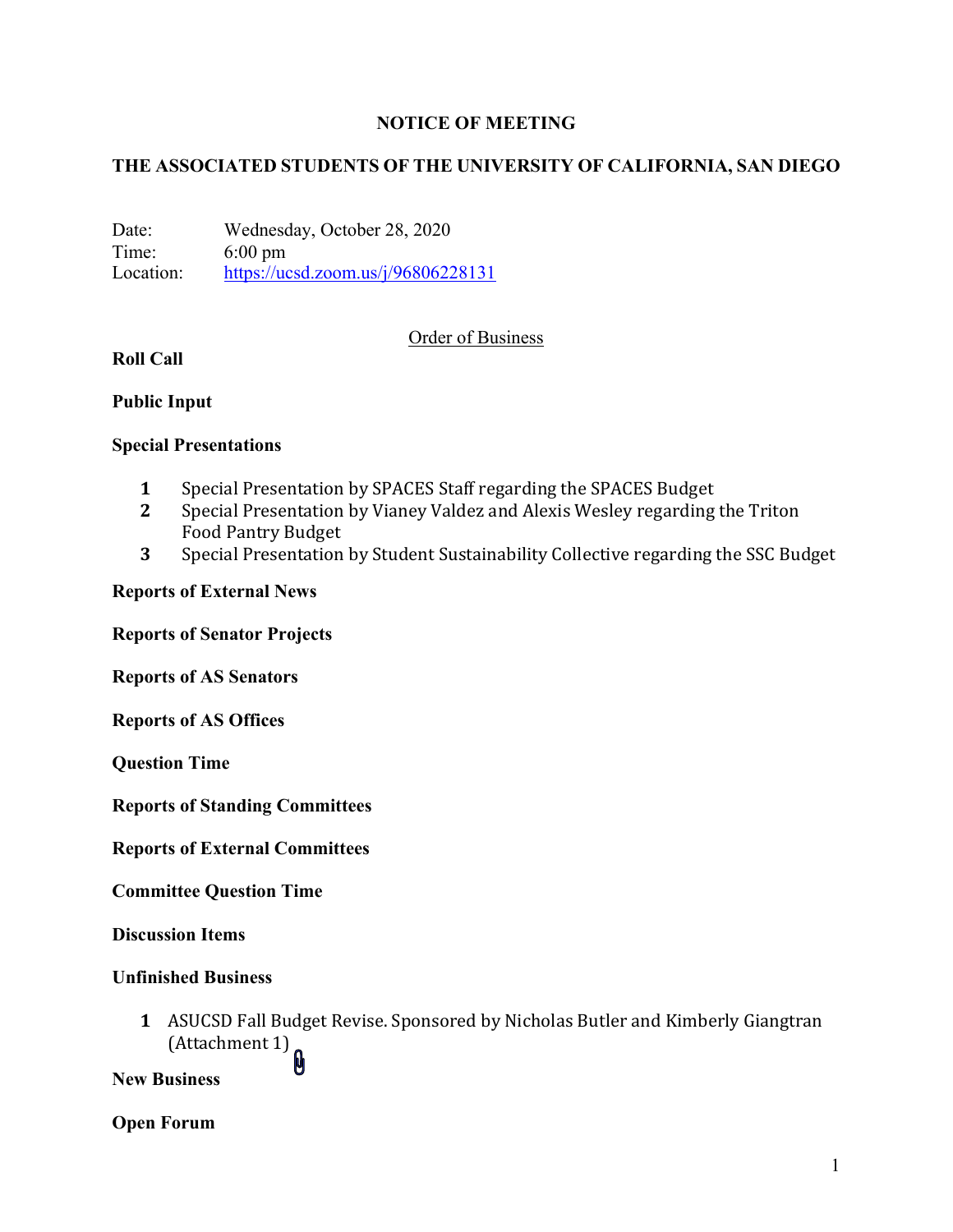# NOTICE OF MEETING

## THE ASSOCIATED STUDENTS OF THE UNIVERSITY OF CALIFORNIA, SAN DIEGO

Date: Wednesday, October 28, 2020
Time: 6:00 pm
Location: https://ucsd.zoom.us/j/96806228131

Order of Business

**Roll Call**

**Public Input**

**Special Presentations**

1. Special Presentation by SPACES Staff regarding the SPACES Budget
2. Special Presentation by Vianey Valdez and Alexis Wesley regarding the Triton Food Pantry Budget
3. Special Presentation by Student Sustainability Collective regarding the SSC Budget

**Reports of External News**

**Reports of Senator Projects**

**Reports of AS Senators**

**Reports of AS Offices**

**Question Time**

**Reports of Standing Committees**

**Reports of External Committees**

**Committee Question Time**

**Discussion Items**

**Unfinished Business**

1. ASUCSD Fall Budget Revise. Sponsored by Nicholas Butler and Kimberly Giangtran (Attachment 1)

**New Business**

**Open Forum**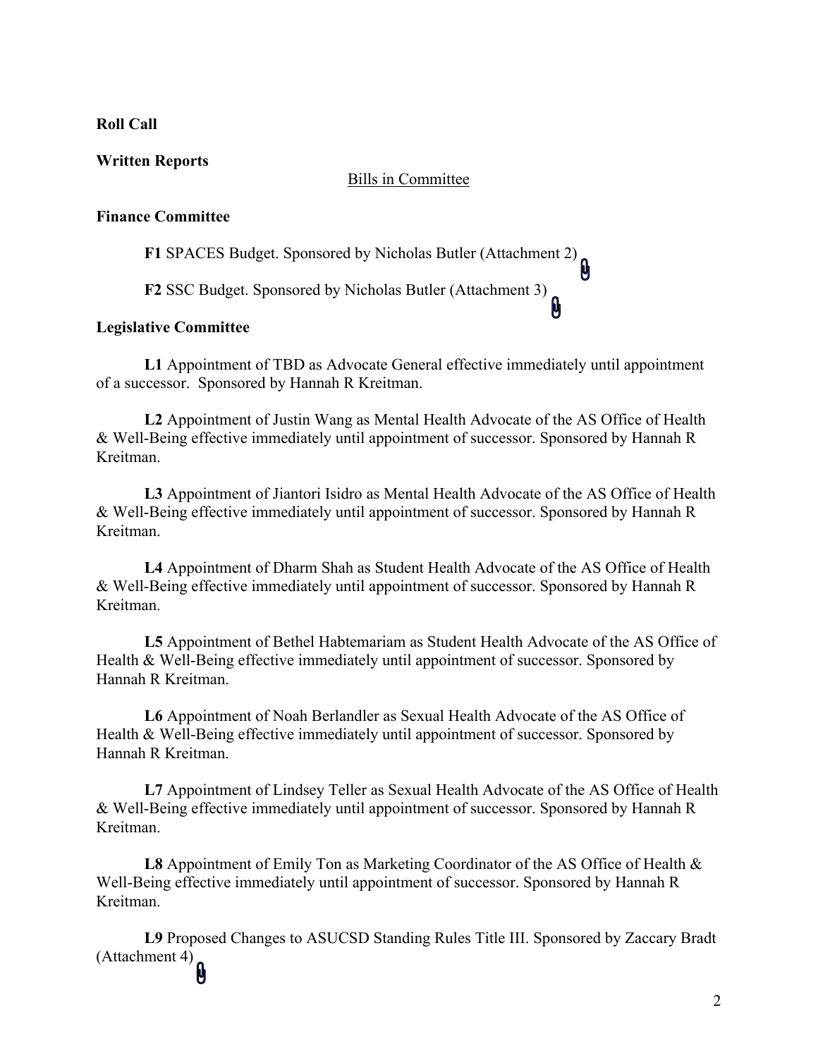**Roll Call**

**Written Reports**

Bills in Committee

**Finance Committee**

**F1** SPACES Budget. Sponsored by Nicholas Butler (Attachment 2)

**F2** SSC Budget. Sponsored by Nicholas Butler (Attachment 3)

**Legislative Committee**

**L1** Appointment of TBD as Advocate General effective immediately until appointment of a successor. Sponsored by Hannah R Kreitman.

**L2** Appointment of Justin Wang as Mental Health Advocate of the AS Office of Health & Well-Being effective immediately until appointment of successor. Sponsored by Hannah R Kreitman.

**L3** Appointment of Jiantori Isidro as Mental Health Advocate of the AS Office of Health & Well-Being effective immediately until appointment of successor. Sponsored by Hannah R Kreitman.

**L4** Appointment of Dharm Shah as Student Health Advocate of the AS Office of Health & Well-Being effective immediately until appointment of successor. Sponsored by Hannah R Kreitman.

**L5** Appointment of Bethel Habtemariam as Student Health Advocate of the AS Office of Health & Well-Being effective immediately until appointment of successor. Sponsored by Hannah R Kreitman.

**L6** Appointment of Noah Berlandler as Sexual Health Advocate of the AS Office of Health & Well-Being effective immediately until appointment of successor. Sponsored by Hannah R Kreitman.

**L7** Appointment of Lindsey Teller as Sexual Health Advocate of the AS Office of Health & Well-Being effective immediately until appointment of successor. Sponsored by Hannah R Kreitman.

**L8** Appointment of Emily Ton as Marketing Coordinator of the AS Office of Health & Well-Being effective immediately until appointment of successor. Sponsored by Hannah R Kreitman.

**L9** Proposed Changes to ASUCSD Standing Rules Title III. Sponsored by Zaccary Bradt (Attachment 4)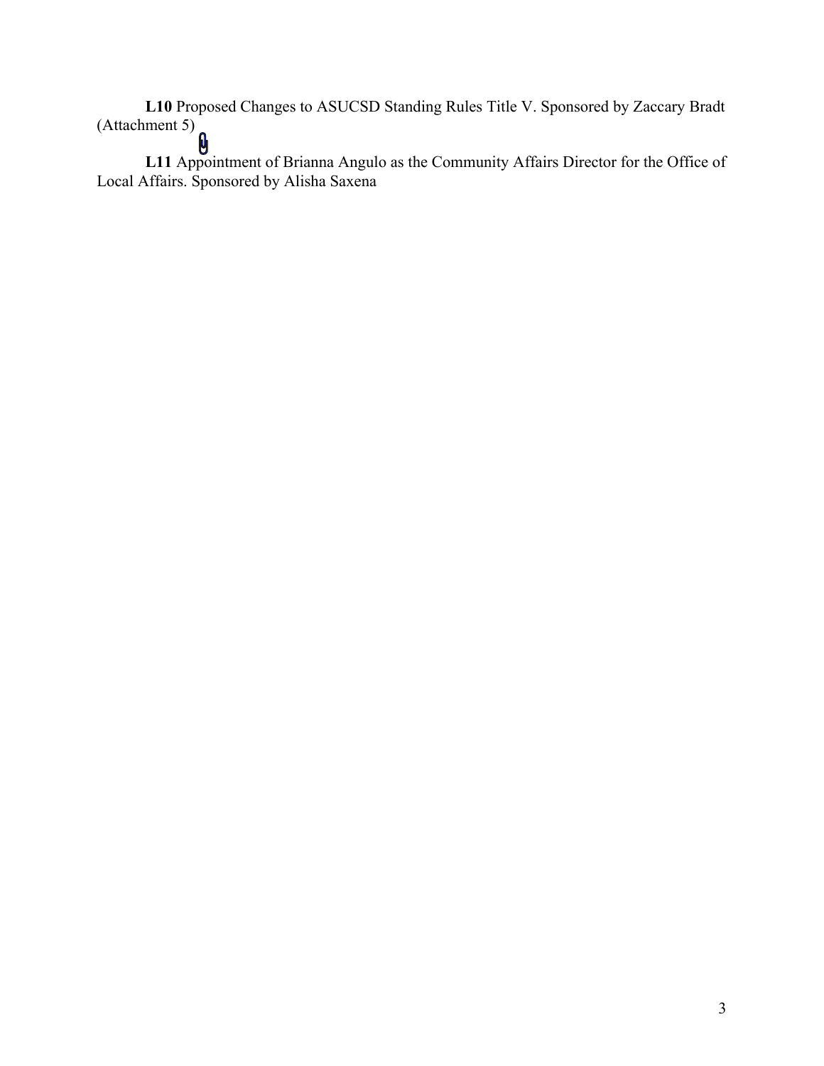**L10** Proposed Changes to ASUCSD Standing Rules Title V. Sponsored by Zaccary Bradt (Attachment 5)

**L11** Appointment of Brianna Angulo as the Community Affairs Director for the Office of Local Affairs. Sponsored by Alisha Saxena